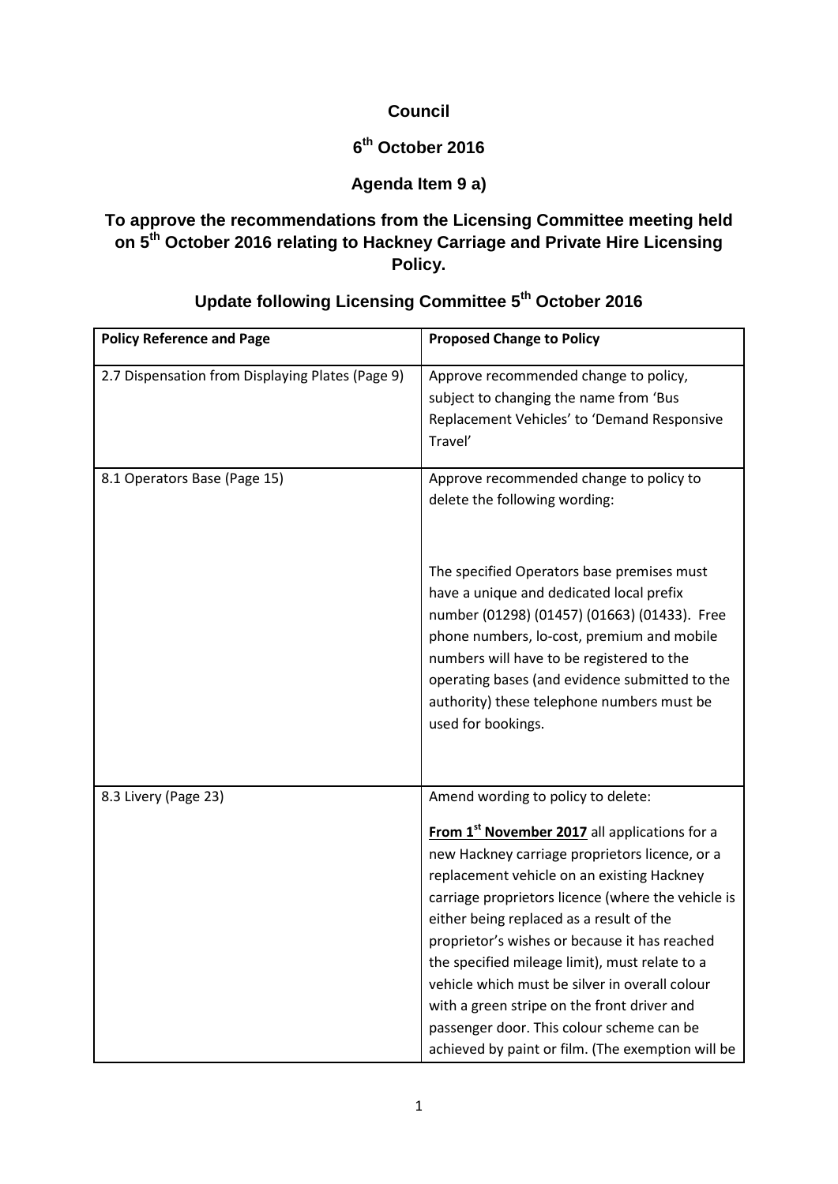# Council

## 6th October 2016

## Agenda Item 9 a)

## To approve the recommendations from the Licensing Committee meeting held on 5th October 2016 relating to Hackney Carriage and Private Hire Licensing Policy.

## Update following Licensing Committee 5th October 2016

| **Policy Reference and Page** | **Proposed Change to Policy** |
|---|---|
| 2.7 Dispensation from Displaying Plates (Page 9) | Approve recommended change to policy, subject to changing the name from 'Bus Replacement Vehicles' to 'Demand Responsive Travel' |
| 8.1 Operators Base (Page 15) | Approve recommended change to policy to delete the following wording:<br><br>The specified Operators base premises must have a unique and dedicated local prefix number (01298) (01457) (01663) (01433). Free phone numbers, lo-cost, premium and mobile numbers will have to be registered to the operating bases (and evidence submitted to the authority) these telephone numbers must be used for bookings. |
| 8.3 Livery (Page 23) | Amend wording to policy to delete:<br><br>**From 1st November 2017** all applications for a new Hackney carriage proprietors licence, or a replacement vehicle on an existing Hackney carriage proprietors licence (where the vehicle is either being replaced as a result of the proprietor's wishes or because it has reached the specified mileage limit), must relate to a vehicle which must be silver in overall colour with a green stripe on the front driver and passenger door. This colour scheme can be achieved by paint or film. (The exemption will be |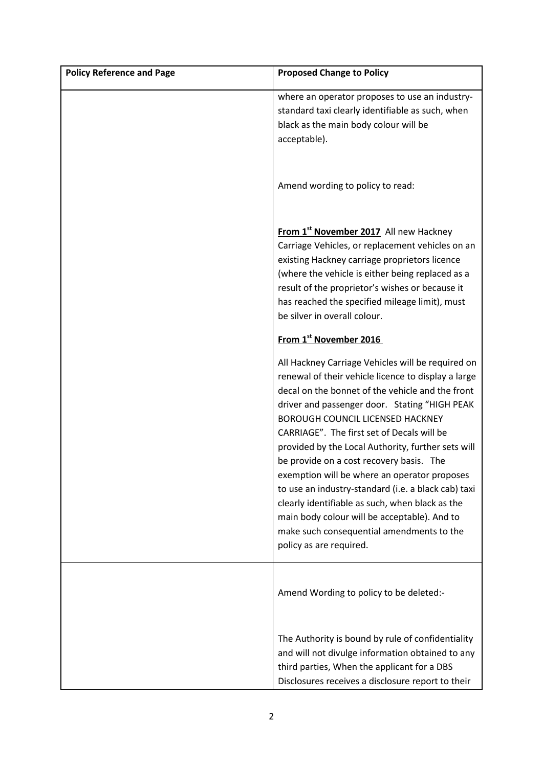| Policy Reference and Page | Proposed Change to Policy |
| --- | --- |
| | where an operator proposes to use an industry-standard taxi clearly identifiable as such, when black as the main body colour will be acceptable).<br><br>Amend wording to policy to read:<br><br>**<u>From 1st November 2017</u>** All new Hackney Carriage Vehicles, or replacement vehicles on an existing Hackney carriage proprietors licence (where the vehicle is either being replaced as a result of the proprietor's wishes or because it has reached the specified mileage limit), must be silver in overall colour.<br><br>**<u>From 1st November 2016</u>**<br><br>All Hackney Carriage Vehicles will be required on renewal of their vehicle licence to display a large decal on the bonnet of the vehicle and the front driver and passenger door. Stating "HIGH PEAK BOROUGH COUNCIL LICENSED HACKNEY CARRIAGE". The first set of Decals will be provided by the Local Authority, further sets will be provide on a cost recovery basis. The exemption will be where an operator proposes to use an industry-standard (i.e. a black cab) taxi clearly identifiable as such, when black as the main body colour will be acceptable). And to make such consequential amendments to the policy as are required. |
| | Amend Wording to policy to be deleted:-<br><br>The Authority is bound by rule of confidentiality and will not divulge information obtained to any third parties, When the applicant for a DBS Disclosures receives a disclosure report to their |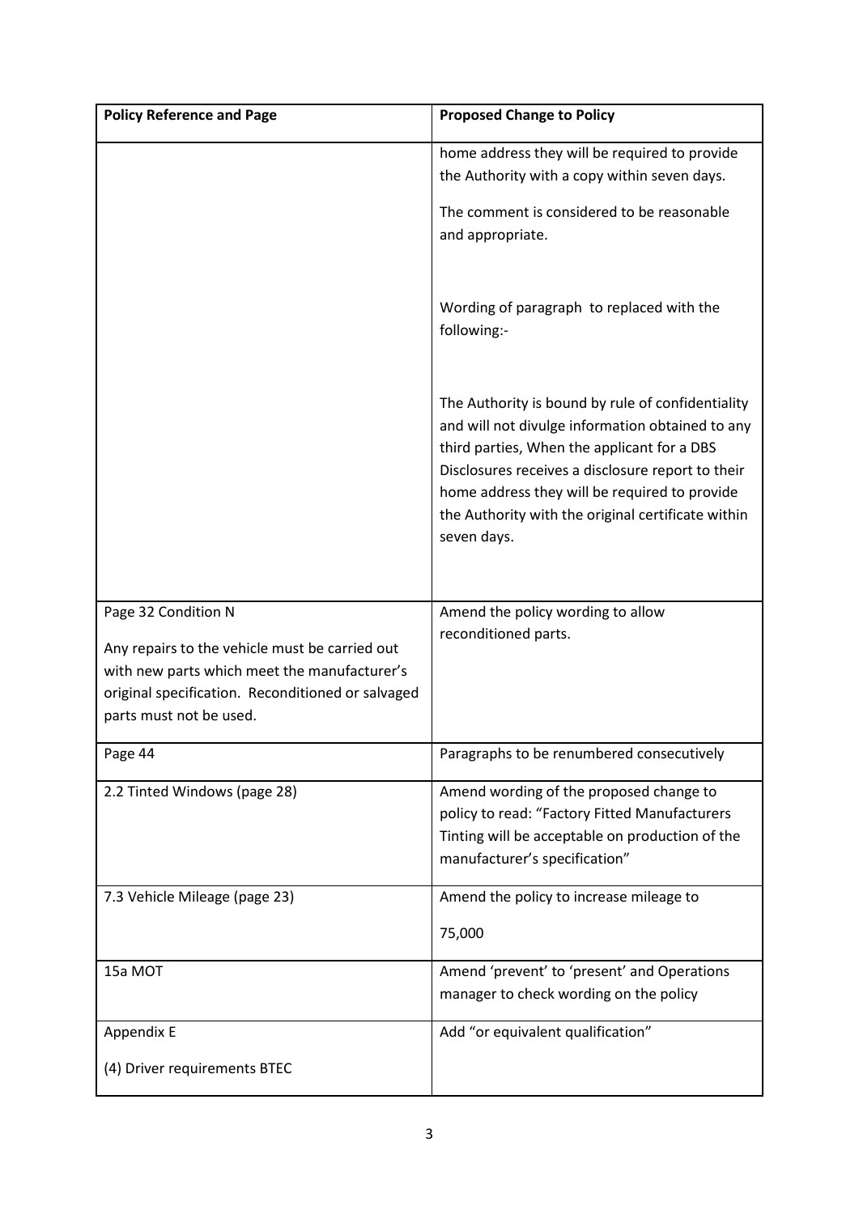| Policy Reference and Page | Proposed Change to Policy |
|---|---|
| | home address they will be required to provide the Authority with a copy within seven days.<br><br>The comment is considered to be reasonable and appropriate.<br><br>Wording of paragraph to replaced with the following:-<br><br>The Authority is bound by rule of confidentiality and will not divulge information obtained to any third parties, When the applicant for a DBS Disclosures receives a disclosure report to their home address they will be required to provide the Authority with the original certificate within seven days. |
| Page 32 Condition N<br><br>Any repairs to the vehicle must be carried out with new parts which meet the manufacturer's original specification. Reconditioned or salvaged parts must not be used. | Amend the policy wording to allow reconditioned parts. |
| Page 44 | Paragraphs to be renumbered consecutively |
| 2.2 Tinted Windows (page 28) | Amend wording of the proposed change to policy to read: "Factory Fitted Manufacturers Tinting will be acceptable on production of the manufacturer's specification" |
| 7.3 Vehicle Mileage (page 23) | Amend the policy to increase mileage to<br><br>75,000 |
| 15a MOT | Amend 'prevent' to 'present' and Operations manager to check wording on the policy |
| Appendix E<br><br>(4) Driver requirements BTEC | Add "or equivalent qualification" |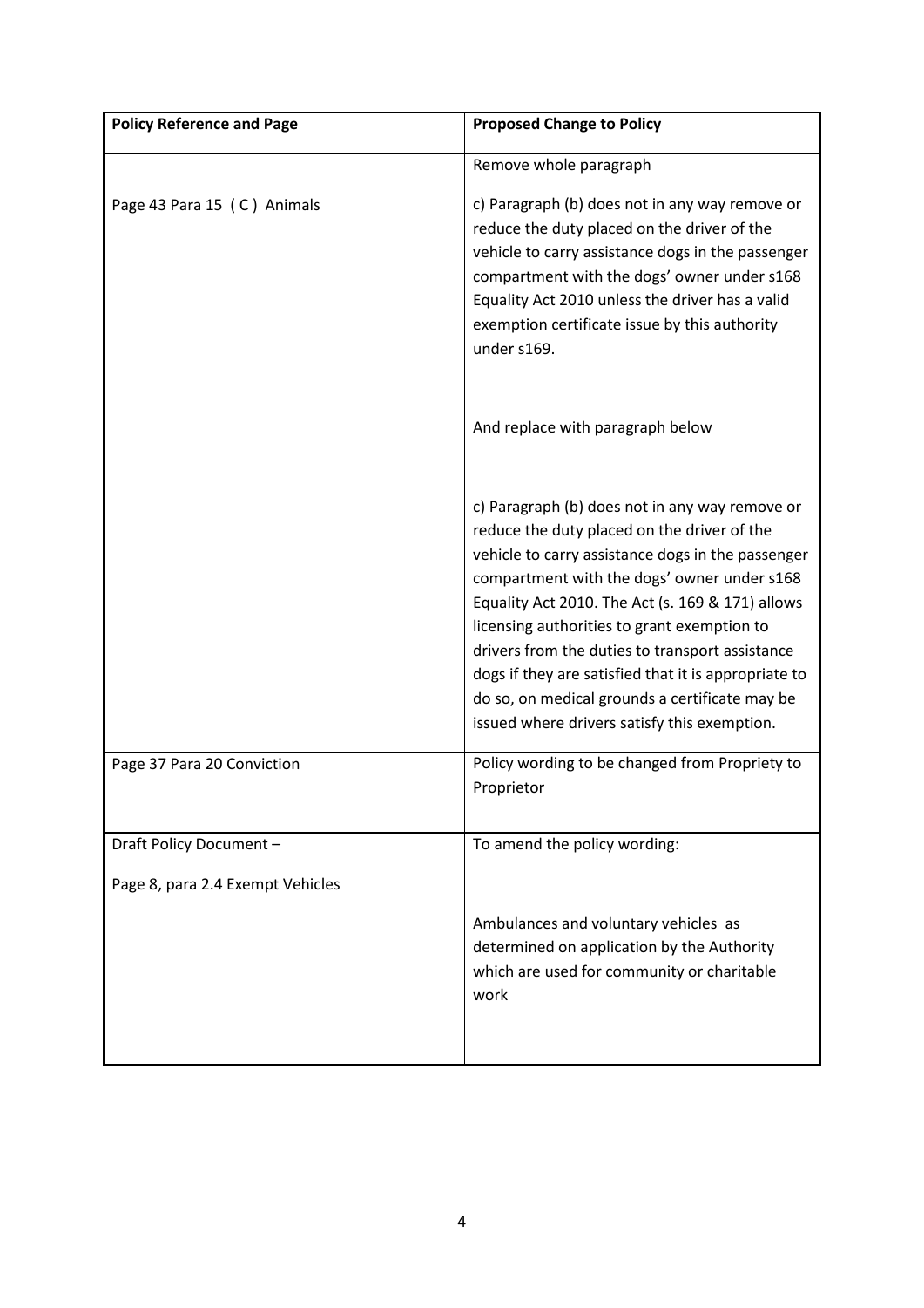| Policy Reference and Page | Proposed Change to Policy |
| --- | --- |
| Page 43 Para 15 ( C ) Animals | Remove whole paragraph<br><br>c) Paragraph (b) does not in any way remove or reduce the duty placed on the driver of the vehicle to carry assistance dogs in the passenger compartment with the dogs' owner under s168 Equality Act 2010 unless the driver has a valid exemption certificate issue by this authority under s169.<br><br>And replace with paragraph below<br><br>c) Paragraph (b) does not in any way remove or reduce the duty placed on the driver of the vehicle to carry assistance dogs in the passenger compartment with the dogs' owner under s168 Equality Act 2010. The Act (s. 169 & 171) allows licensing authorities to grant exemption to drivers from the duties to transport assistance dogs if they are satisfied that it is appropriate to do so, on medical grounds a certificate may be issued where drivers satisfy this exemption. |
| Page 37 Para 20 Conviction | Policy wording to be changed from Propriety to Proprietor |
| Draft Policy Document –<br><br>Page 8, para 2.4 Exempt Vehicles | To amend the policy wording:<br><br>Ambulances and voluntary vehicles as determined on application by the Authority which are used for community or charitable work |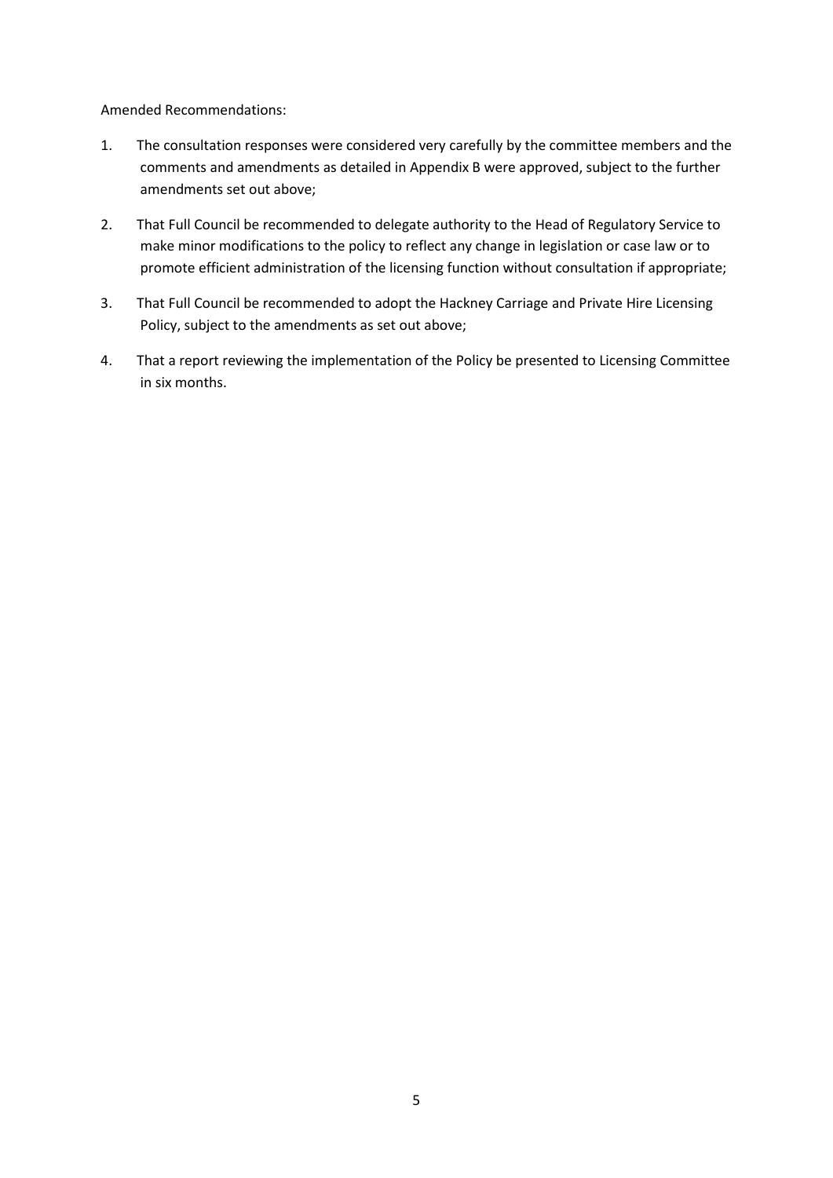Amended Recommendations:

1. The consultation responses were considered very carefully by the committee members and the comments and amendments as detailed in Appendix B were approved, subject to the further amendments set out above;
2. That Full Council be recommended to delegate authority to the Head of Regulatory Service to make minor modifications to the policy to reflect any change in legislation or case law or to promote efficient administration of the licensing function without consultation if appropriate;
3. That Full Council be recommended to adopt the Hackney Carriage and Private Hire Licensing Policy, subject to the amendments as set out above;
4. That a report reviewing the implementation of the Policy be presented to Licensing Committee in six months.